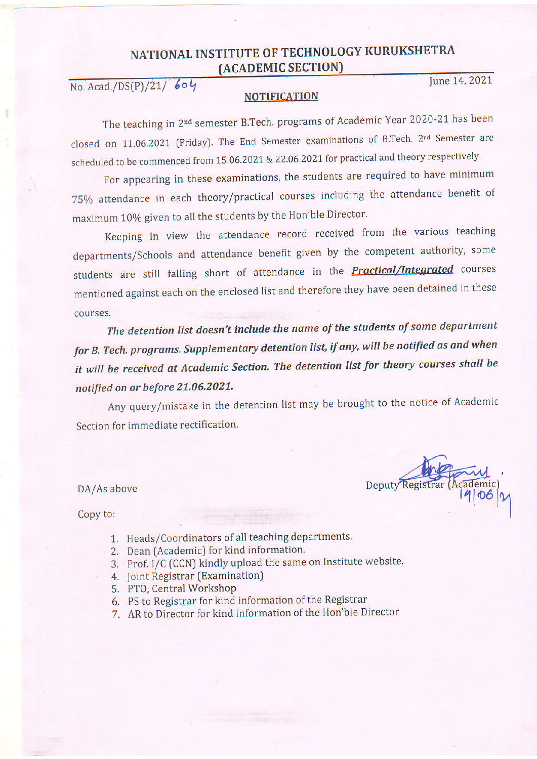# NATIONAL INSTITUTE OF TECHNOLOGY KURUKSHETRA
## (ACADEMIC SECTION)

No. Acad./DS(P)/21/ 604 June 14, 2021

**NOTIFICATION**

The teaching in 2nd semester B.Tech. programs of Academic Year 2020-21 has been closed on 11.06.2021 (Friday). The End Semester examinations of B.Tech. 2nd Semester are scheduled to be commenced from 15.06.2021 & 22.06.2021 for practical and theory respectively.

For appearing in these examinations, the students are required to have minimum 75% attendance in each theory/practical courses including the attendance benefit of maximum 10% given to all the students by the Hon'ble Director.

Keeping in view the attendance record received from the various teaching departments/Schools and attendance benefit given by the competent authority, some students are still falling short of attendance in the ***Practical/Integrated*** courses mentioned against each on the enclosed list and therefore they have been detained in these courses.

***The detention list doesn't include the name of the students of some department for B. Tech. programs. Supplementary detention list, if any, will be notified as and when it will be received at Academic Section. The detention list for theory courses shall be notified on or before 21.06.2021.***

Any query/mistake in the detention list may be brought to the notice of Academic Section for immediate rectification.

Deputy Registrar (Academic)
14/06/21

DA/As above

Copy to:

1. Heads/Coordinators of all teaching departments.
2. Dean (Academic) for kind information.
3. Prof. I/C (CCN) kindly upload the same on Institute website.
4. Joint Registrar (Examination)
5. PTO, Central Workshop
6. PS to Registrar for kind information of the Registrar
7. AR to Director for kind information of the Hon'ble Director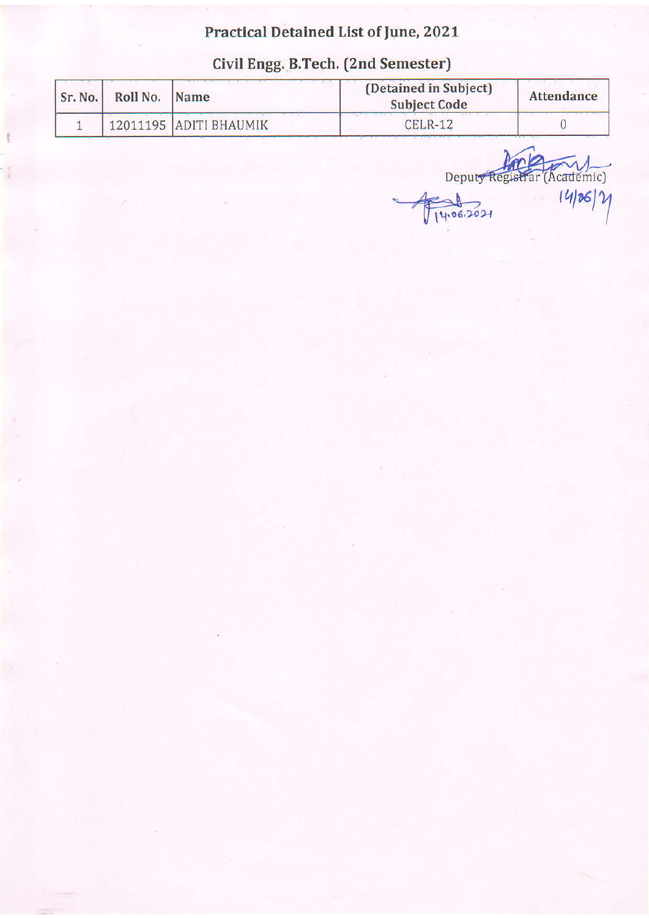# Practical Detained List of June, 2021

## Civil Engg. B.Tech. (2nd Semester)

| Sr. No. | Roll No. | Name | (Detained in Subject) Subject Code | Attendance |
|---|---|---|---|---|
| 1 | 12011195 | ADITI BHAUMIK | CELR-12 | 0 |

Deputy Registrar (Academic)
14/06/21

14.06.2021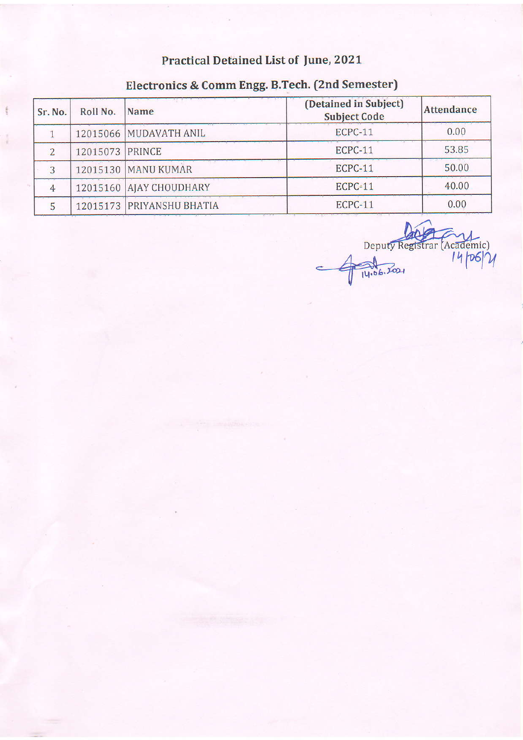## Practical Detained List of June, 2021

### Electronics & Comm Engg. B.Tech. (2nd Semester)

| Sr. No. | Roll No. | Name | (Detained in Subject) Subject Code | Attendance |
|---|---|---|---|---|
| 1 | 12015066 | MUDAVATH ANIL | ECPC-11 | 0.00 |
| 2 | 12015073 | PRINCE | ECPC-11 | 53.85 |
| 3 | 12015130 | MANU KUMAR | ECPC-11 | 50.00 |
| 4 | 12015160 | AJAY CHOUDHARY | ECPC-11 | 40.00 |
| 5 | 12015173 | PRIYANSHU BHATIA | ECPC-11 | 0.00 |

Deputy Registrar (Academic)
14/06/21

14.06.2021